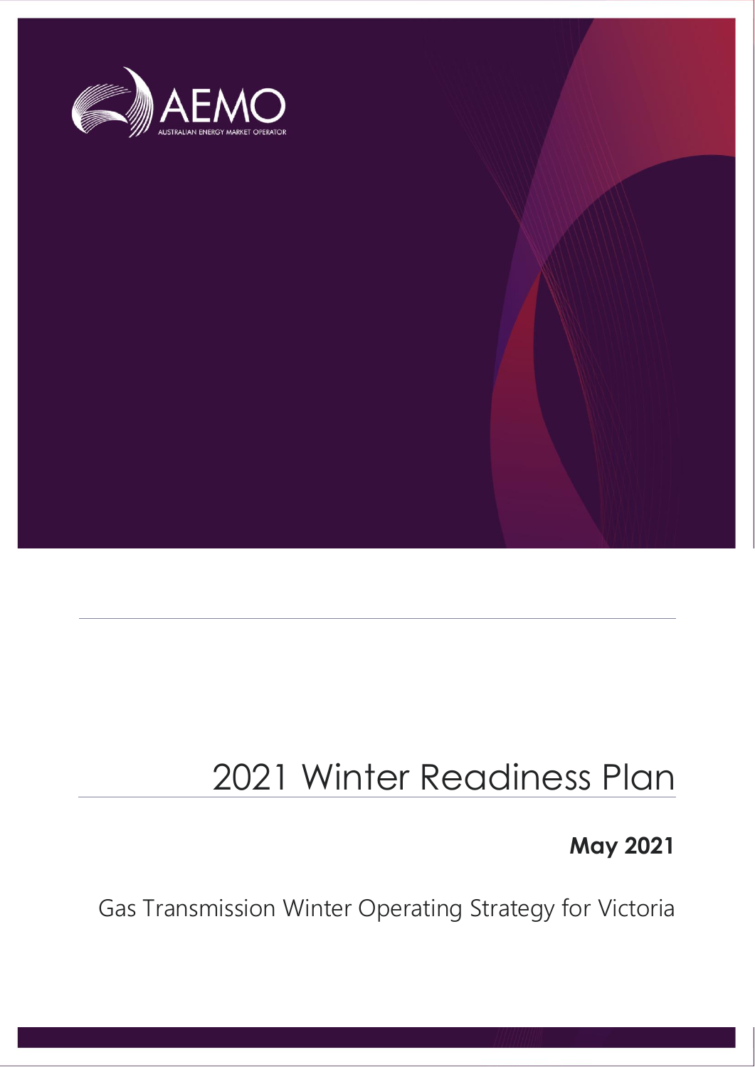AEMO

AUSTRALIAN ENERGY MARKET OPERATOR

# 2021 Winter Readiness Plan

**May 2021**

Gas Transmission Winter Operating Strategy for Victoria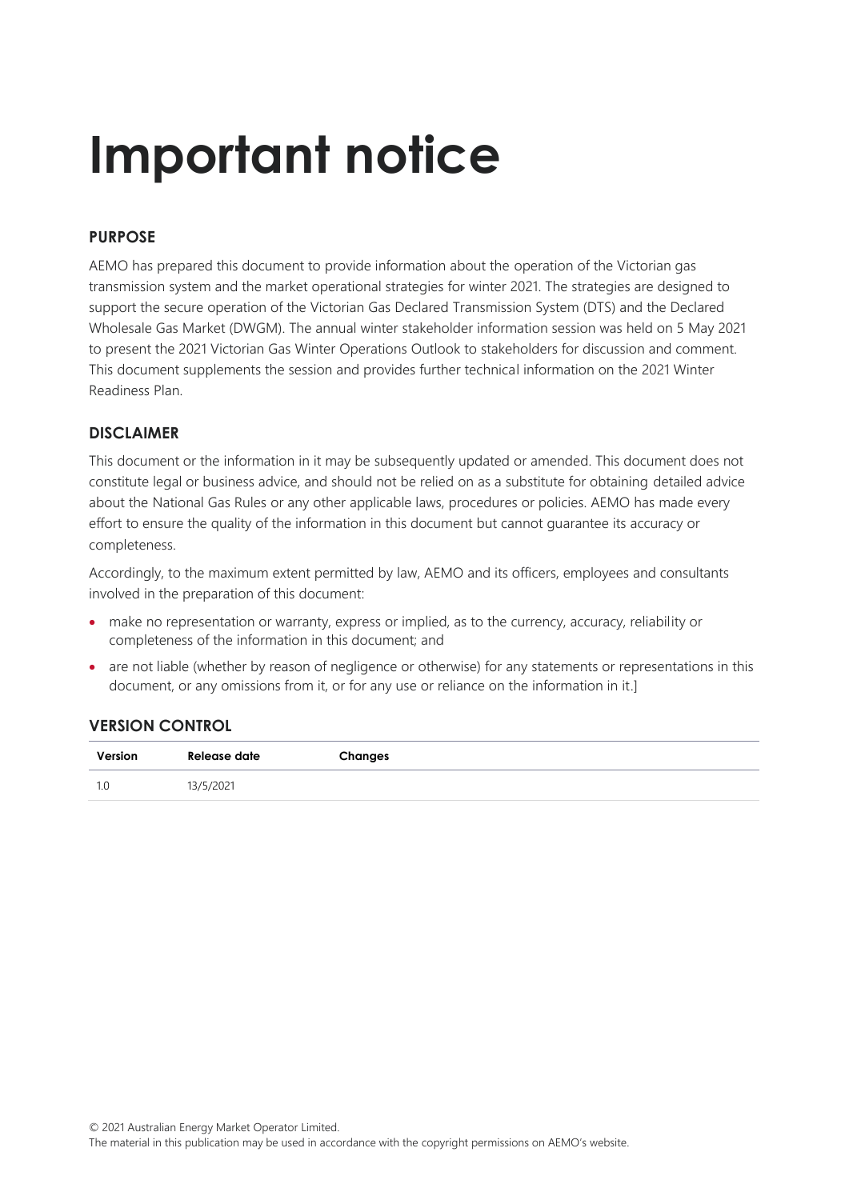# Important notice

### PURPOSE

AEMO has prepared this document to provide information about the operation of the Victorian gas transmission system and the market operational strategies for winter 2021. The strategies are designed to support the secure operation of the Victorian Gas Declared Transmission System (DTS) and the Declared Wholesale Gas Market (DWGM). The annual winter stakeholder information session was held on 5 May 2021 to present the 2021 Victorian Gas Winter Operations Outlook to stakeholders for discussion and comment. This document supplements the session and provides further technical information on the 2021 Winter Readiness Plan.

### DISCLAIMER

This document or the information in it may be subsequently updated or amended. This document does not constitute legal or business advice, and should not be relied on as a substitute for obtaining detailed advice about the National Gas Rules or any other applicable laws, procedures or policies. AEMO has made every effort to ensure the quality of the information in this document but cannot guarantee its accuracy or completeness.

Accordingly, to the maximum extent permitted by law, AEMO and its officers, employees and consultants involved in the preparation of this document:

- make no representation or warranty, express or implied, as to the currency, accuracy, reliability or completeness of the information in this document; and
- are not liable (whether by reason of negligence or otherwise) for any statements or representations in this document, or any omissions from it, or for any use or reliance on the information in it.]

### VERSION CONTROL

| Version | Release date | Changes |
|---|---|---|
| 1.0 | 13/5/2021 | |

© 2021 Australian Energy Market Operator Limited.
The material in this publication may be used in accordance with the copyright permissions on AEMO's website.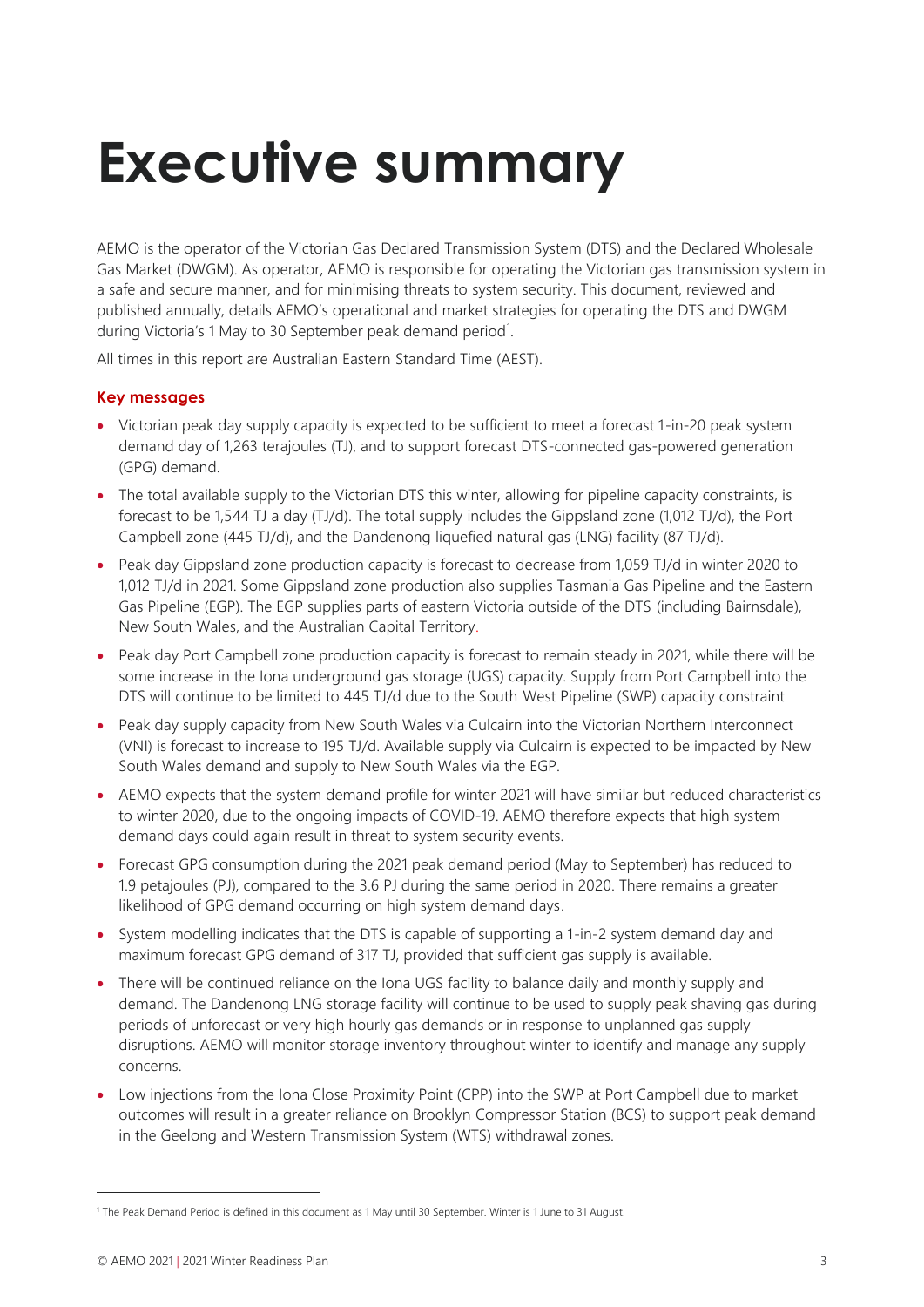# Executive summary

AEMO is the operator of the Victorian Gas Declared Transmission System (DTS) and the Declared Wholesale Gas Market (DWGM). As operator, AEMO is responsible for operating the Victorian gas transmission system in a safe and secure manner, and for minimising threats to system security. This document, reviewed and published annually, details AEMO's operational and market strategies for operating the DTS and DWGM during Victoria's 1 May to 30 September peak demand period[1].

All times in this report are Australian Eastern Standard Time (AEST).

### Key messages

- Victorian peak day supply capacity is expected to be sufficient to meet a forecast 1-in-20 peak system demand day of 1,263 terajoules (TJ), and to support forecast DTS-connected gas-powered generation (GPG) demand.
- The total available supply to the Victorian DTS this winter, allowing for pipeline capacity constraints, is forecast to be 1,544 TJ a day (TJ/d). The total supply includes the Gippsland zone (1,012 TJ/d), the Port Campbell zone (445 TJ/d), and the Dandenong liquefied natural gas (LNG) facility (87 TJ/d).
- Peak day Gippsland zone production capacity is forecast to decrease from 1,059 TJ/d in winter 2020 to 1,012 TJ/d in 2021. Some Gippsland zone production also supplies Tasmania Gas Pipeline and the Eastern Gas Pipeline (EGP). The EGP supplies parts of eastern Victoria outside of the DTS (including Bairnsdale), New South Wales, and the Australian Capital Territory.
- Peak day Port Campbell zone production capacity is forecast to remain steady in 2021, while there will be some increase in the Iona underground gas storage (UGS) capacity. Supply from Port Campbell into the DTS will continue to be limited to 445 TJ/d due to the South West Pipeline (SWP) capacity constraint
- Peak day supply capacity from New South Wales via Culcairn into the Victorian Northern Interconnect (VNI) is forecast to increase to 195 TJ/d. Available supply via Culcairn is expected to be impacted by New South Wales demand and supply to New South Wales via the EGP.
- AEMO expects that the system demand profile for winter 2021 will have similar but reduced characteristics to winter 2020, due to the ongoing impacts of COVID-19. AEMO therefore expects that high system demand days could again result in threat to system security events.
- Forecast GPG consumption during the 2021 peak demand period (May to September) has reduced to 1.9 petajoules (PJ), compared to the 3.6 PJ during the same period in 2020. There remains a greater likelihood of GPG demand occurring on high system demand days.
- System modelling indicates that the DTS is capable of supporting a 1-in-2 system demand day and maximum forecast GPG demand of 317 TJ, provided that sufficient gas supply is available.
- There will be continued reliance on the Iona UGS facility to balance daily and monthly supply and demand. The Dandenong LNG storage facility will continue to be used to supply peak shaving gas during periods of unforecast or very high hourly gas demands or in response to unplanned gas supply disruptions. AEMO will monitor storage inventory throughout winter to identify and manage any supply concerns.
- Low injections from the Iona Close Proximity Point (CPP) into the SWP at Port Campbell due to market outcomes will result in a greater reliance on Brooklyn Compressor Station (BCS) to support peak demand in the Geelong and Western Transmission System (WTS) withdrawal zones.

[1] The Peak Demand Period is defined in this document as 1 May until 30 September. Winter is 1 June to 31 August.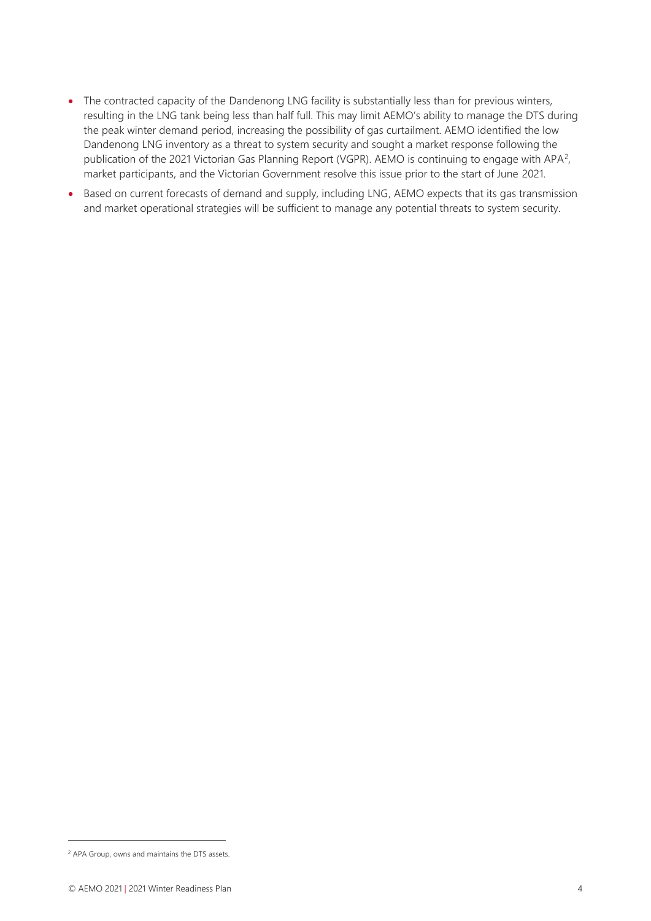- The contracted capacity of the Dandenong LNG facility is substantially less than for previous winters, resulting in the LNG tank being less than half full. This may limit AEMO's ability to manage the DTS during the peak winter demand period, increasing the possibility of gas curtailment. AEMO identified the low Dandenong LNG inventory as a threat to system security and sought a market response following the publication of the 2021 Victorian Gas Planning Report (VGPR). AEMO is continuing to engage with APA[2], market participants, and the Victorian Government resolve this issue prior to the start of June 2021.
- Based on current forecasts of demand and supply, including LNG, AEMO expects that its gas transmission and market operational strategies will be sufficient to manage any potential threats to system security.

[2] APA Group, owns and maintains the DTS assets.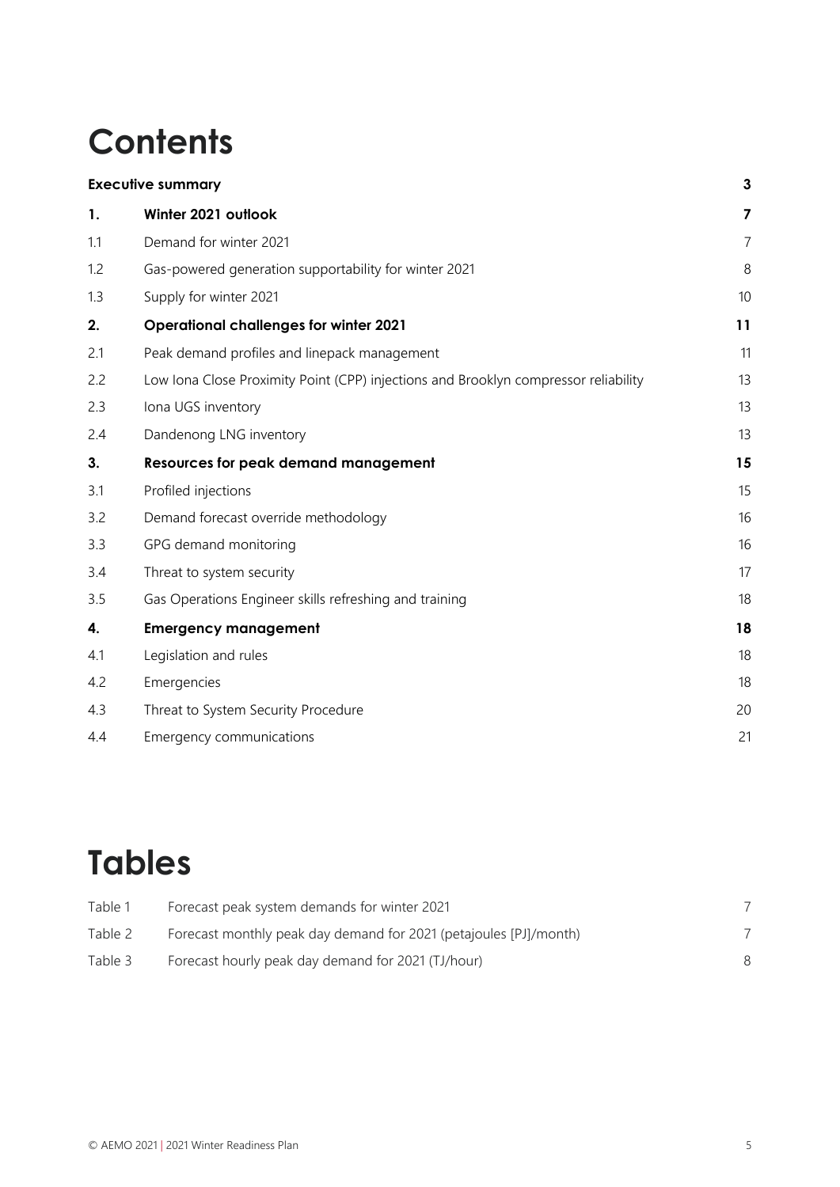# Contents

| | | |
|---|---|---|
| **Executive summary** | | **3** |
| **1.** | **Winter 2021 outlook** | **7** |
| 1.1 | Demand for winter 2021 | 7 |
| 1.2 | Gas-powered generation supportability for winter 2021 | 8 |
| 1.3 | Supply for winter 2021 | 10 |
| **2.** | **Operational challenges for winter 2021** | **11** |
| 2.1 | Peak demand profiles and linepack management | 11 |
| 2.2 | Low Iona Close Proximity Point (CPP) injections and Brooklyn compressor reliability | 13 |
| 2.3 | Iona UGS inventory | 13 |
| 2.4 | Dandenong LNG inventory | 13 |
| **3.** | **Resources for peak demand management** | **15** |
| 3.1 | Profiled injections | 15 |
| 3.2 | Demand forecast override methodology | 16 |
| 3.3 | GPG demand monitoring | 16 |
| 3.4 | Threat to system security | 17 |
| 3.5 | Gas Operations Engineer skills refreshing and training | 18 |
| **4.** | **Emergency management** | **18** |
| 4.1 | Legislation and rules | 18 |
| 4.2 | Emergencies | 18 |
| 4.3 | Threat to System Security Procedure | 20 |
| 4.4 | Emergency communications | 21 |

# Tables

| | | |
|---|---|---|
| Table 1 | Forecast peak system demands for winter 2021 | 7 |
| Table 2 | Forecast monthly peak day demand for 2021 (petajoules [PJ]/month) | 7 |
| Table 3 | Forecast hourly peak day demand for 2021 (TJ/hour) | 8 |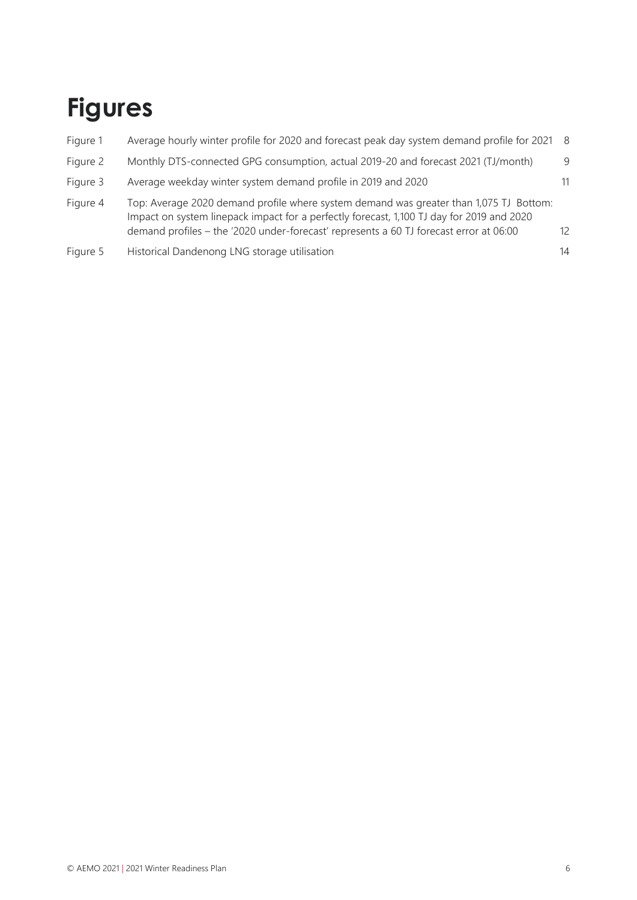# Figures

| | | |
|---|---|---|
| Figure 1 | Average hourly winter profile for 2020 and forecast peak day system demand profile for 2021 | 8 |
| Figure 2 | Monthly DTS-connected GPG consumption, actual 2019-20 and forecast 2021 (TJ/month) | 9 |
| Figure 3 | Average weekday winter system demand profile in 2019 and 2020 | 11 |
| Figure 4 | Top: Average 2020 demand profile where system demand was greater than 1,075 TJ Bottom: Impact on system linepack impact for a perfectly forecast, 1,100 TJ day for 2019 and 2020 demand profiles – the '2020 under-forecast' represents a 60 TJ forecast error at 06:00 | 12 |
| Figure 5 | Historical Dandenong LNG storage utilisation | 14 |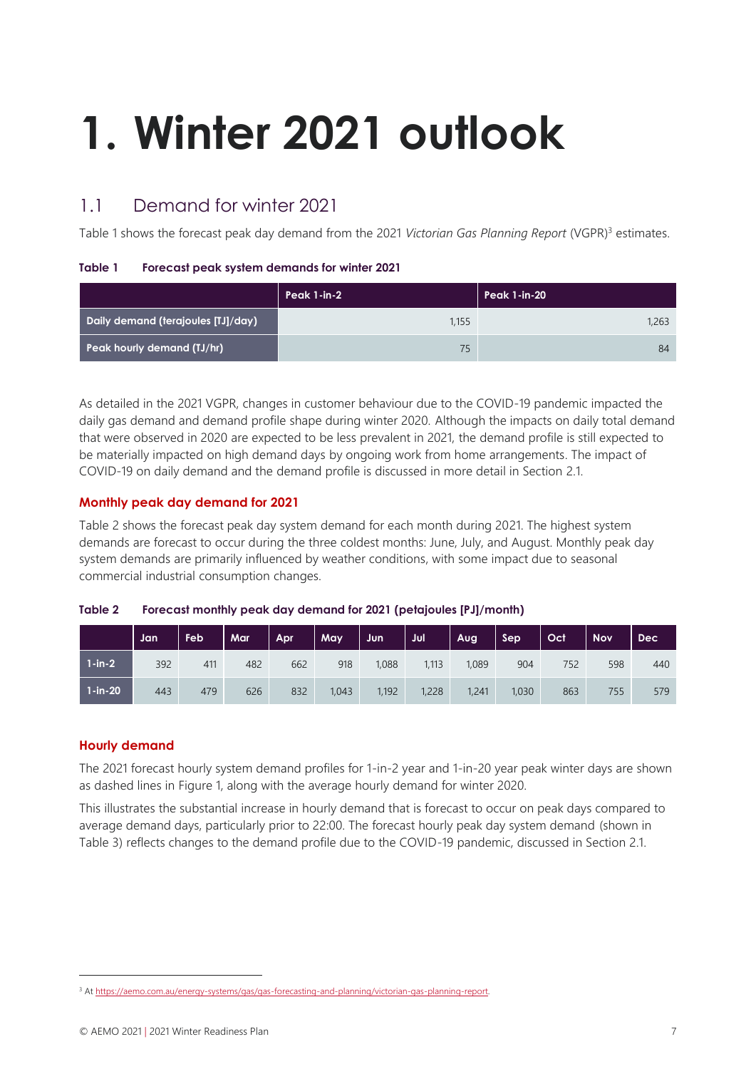# 1. Winter 2021 outlook

## 1.1 Demand for winter 2021

Table 1 shows the forecast peak day demand from the 2021 *Victorian Gas Planning Report* (VGPR)[3] estimates.

**Table 1 Forecast peak system demands for winter 2021**

| | Peak 1-in-2 | Peak 1-in-20 |
|---|---|---|
| Daily demand (terajoules [TJ]/day) | 1,155 | 1,263 |
| Peak hourly demand (TJ/hr) | 75 | 84 |

As detailed in the 2021 VGPR, changes in customer behaviour due to the COVID-19 pandemic impacted the daily gas demand and demand profile shape during winter 2020. Although the impacts on daily total demand that were observed in 2020 are expected to be less prevalent in 2021, the demand profile is still expected to be materially impacted on high demand days by ongoing work from home arrangements. The impact of COVID-19 on daily demand and the demand profile is discussed in more detail in Section 2.1.

### Monthly peak day demand for 2021

Table 2 shows the forecast peak day system demand for each month during 2021. The highest system demands are forecast to occur during the three coldest months: June, July, and August. Monthly peak day system demands are primarily influenced by weather conditions, with some impact due to seasonal commercial industrial consumption changes.

**Table 2 Forecast monthly peak day demand for 2021 (petajoules [PJ]/month)**

| | Jan | Feb | Mar | Apr | May | Jun | Jul | Aug | Sep | Oct | Nov | Dec |
|---|---|---|---|---|---|---|---|---|---|---|---|---|
| 1-in-2 | 392 | 411 | 482 | 662 | 918 | 1,088 | 1,113 | 1,089 | 904 | 752 | 598 | 440 |
| 1-in-20 | 443 | 479 | 626 | 832 | 1,043 | 1,192 | 1,228 | 1,241 | 1,030 | 863 | 755 | 579 |

### Hourly demand

The 2021 forecast hourly system demand profiles for 1-in-2 year and 1-in-20 year peak winter days are shown as dashed lines in Figure 1, along with the average hourly demand for winter 2020.

This illustrates the substantial increase in hourly demand that is forecast to occur on peak days compared to average demand days, particularly prior to 22:00. The forecast hourly peak day system demand (shown in Table 3) reflects changes to the demand profile due to the COVID-19 pandemic, discussed in Section 2.1.

[3] At https://aemo.com.au/energy-systems/gas/gas-forecasting-and-planning/victorian-gas-planning-report.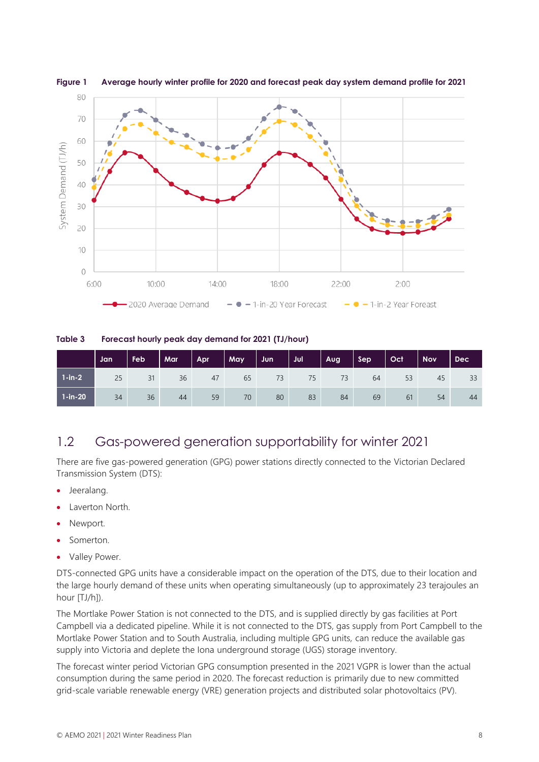**Figure 1 Average hourly winter profile for 2020 and forecast peak day system demand profile for 2021**

**Table 3 Forecast hourly peak day demand for 2021 (TJ/hour)**

| | Jan | Feb | Mar | Apr | May | Jun | Jul | Aug | Sep | Oct | Nov | Dec |
|---|---|---|---|---|---|---|---|---|---|---|---|---|
| 1-in-2 | 25 | 31 | 36 | 47 | 65 | 73 | 75 | 73 | 64 | 53 | 45 | 33 |
| 1-in-20 | 34 | 36 | 44 | 59 | 70 | 80 | 83 | 84 | 69 | 61 | 54 | 44 |

## 1.2 Gas-powered generation supportability for winter 2021

There are five gas-powered generation (GPG) power stations directly connected to the Victorian Declared Transmission System (DTS):

- Jeeralang.
- Laverton North.
- Newport.
- Somerton.
- Valley Power.

DTS-connected GPG units have a considerable impact on the operation of the DTS, due to their location and the large hourly demand of these units when operating simultaneously (up to approximately 23 terajoules an hour [TJ/h]).

The Mortlake Power Station is not connected to the DTS, and is supplied directly by gas facilities at Port Campbell via a dedicated pipeline. While it is not connected to the DTS, gas supply from Port Campbell to the Mortlake Power Station and to South Australia, including multiple GPG units, can reduce the available gas supply into Victoria and deplete the Iona underground storage (UGS) storage inventory.

The forecast winter period Victorian GPG consumption presented in the 2021 VGPR is lower than the actual consumption during the same period in 2020. The forecast reduction is primarily due to new committed grid-scale variable renewable energy (VRE) generation projects and distributed solar photovoltaics (PV).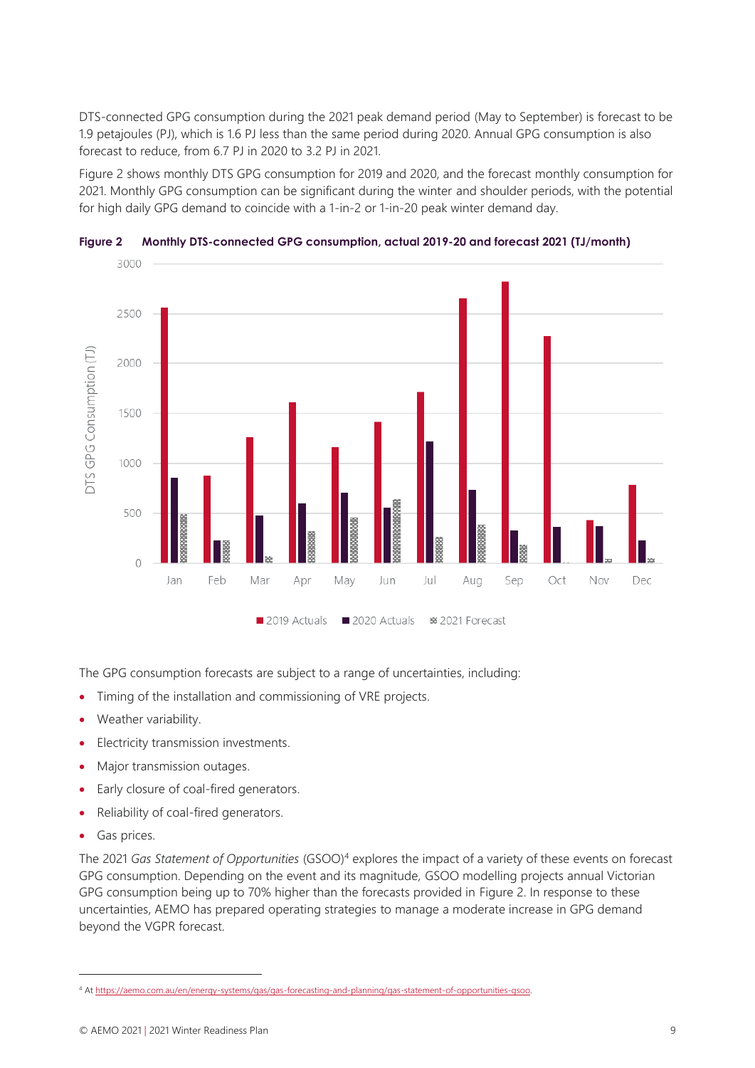DTS-connected GPG consumption during the 2021 peak demand period (May to September) is forecast to be 1.9 petajoules (PJ), which is 1.6 PJ less than the same period during 2020. Annual GPG consumption is also forecast to reduce, from 6.7 PJ in 2020 to 3.2 PJ in 2021.

Figure 2 shows monthly DTS GPG consumption for 2019 and 2020, and the forecast monthly consumption for 2021. Monthly GPG consumption can be significant during the winter and shoulder periods, with the potential for high daily GPG demand to coincide with a 1-in-2 or 1-in-20 peak winter demand day.

**Figure 2 Monthly DTS-connected GPG consumption, actual 2019-20 and forecast 2021 (TJ/month)**

The GPG consumption forecasts are subject to a range of uncertainties, including:

- Timing of the installation and commissioning of VRE projects.
- Weather variability.
- Electricity transmission investments.
- Major transmission outages.
- Early closure of coal-fired generators.
- Reliability of coal-fired generators.
- Gas prices.

The 2021 *Gas Statement of Opportunities* (GSOO)[4] explores the impact of a variety of these events on forecast GPG consumption. Depending on the event and its magnitude, GSOO modelling projects annual Victorian GPG consumption being up to 70% higher than the forecasts provided in Figure 2. In response to these uncertainties, AEMO has prepared operating strategies to manage a moderate increase in GPG demand beyond the VGPR forecast.

[4] At https://aemo.com.au/en/energy-systems/gas/gas-forecasting-and-planning/gas-statement-of-opportunities-gsoo.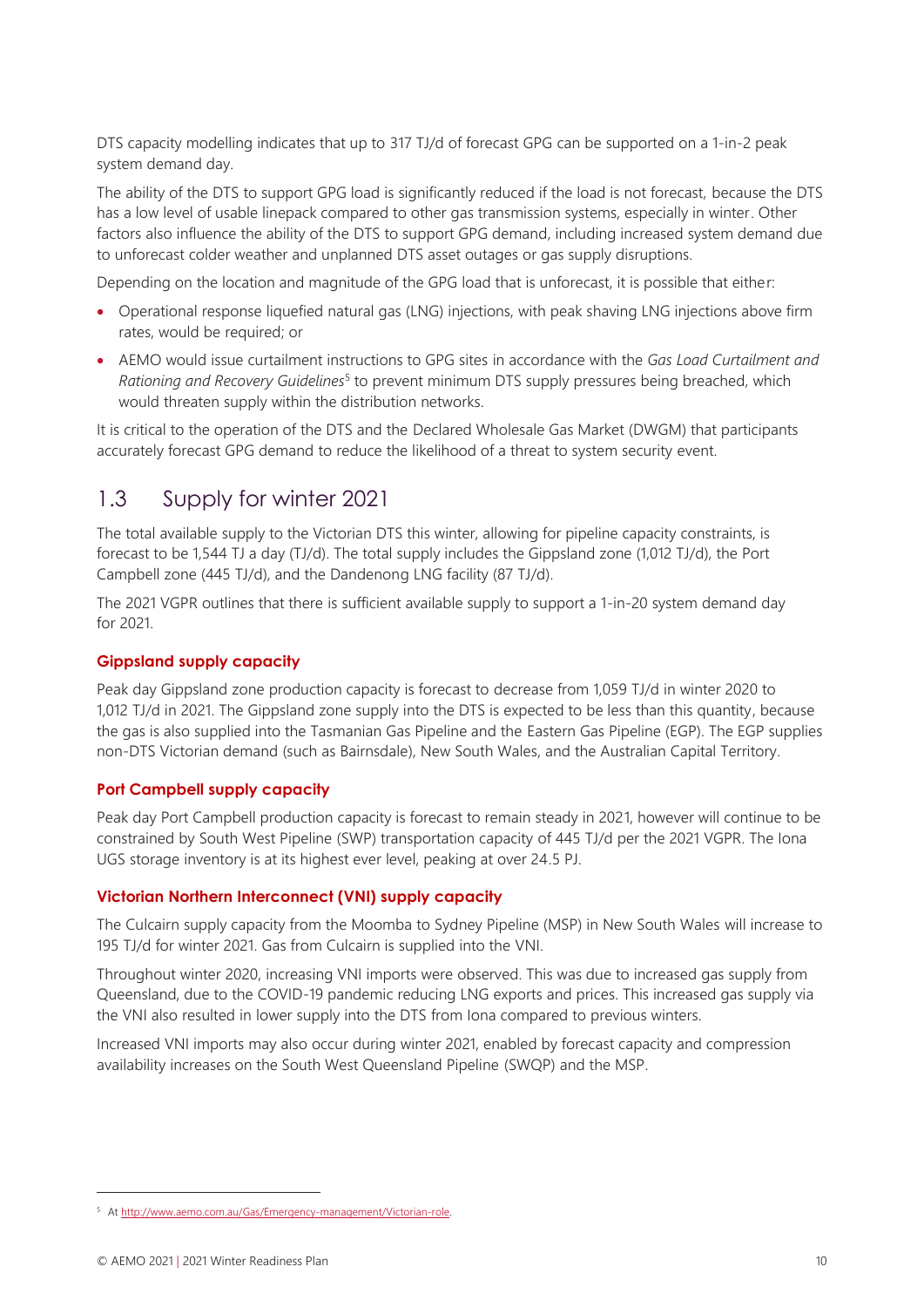DTS capacity modelling indicates that up to 317 TJ/d of forecast GPG can be supported on a 1-in-2 peak system demand day.

The ability of the DTS to support GPG load is significantly reduced if the load is not forecast, because the DTS has a low level of usable linepack compared to other gas transmission systems, especially in winter. Other factors also influence the ability of the DTS to support GPG demand, including increased system demand due to unforecast colder weather and unplanned DTS asset outages or gas supply disruptions.

Depending on the location and magnitude of the GPG load that is unforecast, it is possible that either:

- Operational response liquefied natural gas (LNG) injections, with peak shaving LNG injections above firm rates, would be required; or
- AEMO would issue curtailment instructions to GPG sites in accordance with the *Gas Load Curtailment and Rationing and Recovery Guidelines*[5] to prevent minimum DTS supply pressures being breached, which would threaten supply within the distribution networks.

It is critical to the operation of the DTS and the Declared Wholesale Gas Market (DWGM) that participants accurately forecast GPG demand to reduce the likelihood of a threat to system security event.

## 1.3 Supply for winter 2021

The total available supply to the Victorian DTS this winter, allowing for pipeline capacity constraints, is forecast to be 1,544 TJ a day (TJ/d). The total supply includes the Gippsland zone (1,012 TJ/d), the Port Campbell zone (445 TJ/d), and the Dandenong LNG facility (87 TJ/d).

The 2021 VGPR outlines that there is sufficient available supply to support a 1-in-20 system demand day for 2021.

### Gippsland supply capacity

Peak day Gippsland zone production capacity is forecast to decrease from 1,059 TJ/d in winter 2020 to 1,012 TJ/d in 2021. The Gippsland zone supply into the DTS is expected to be less than this quantity, because the gas is also supplied into the Tasmanian Gas Pipeline and the Eastern Gas Pipeline (EGP). The EGP supplies non-DTS Victorian demand (such as Bairnsdale), New South Wales, and the Australian Capital Territory.

### Port Campbell supply capacity

Peak day Port Campbell production capacity is forecast to remain steady in 2021, however will continue to be constrained by South West Pipeline (SWP) transportation capacity of 445 TJ/d per the 2021 VGPR. The Iona UGS storage inventory is at its highest ever level, peaking at over 24.5 PJ.

### Victorian Northern Interconnect (VNI) supply capacity

The Culcairn supply capacity from the Moomba to Sydney Pipeline (MSP) in New South Wales will increase to 195 TJ/d for winter 2021. Gas from Culcairn is supplied into the VNI.

Throughout winter 2020, increasing VNI imports were observed. This was due to increased gas supply from Queensland, due to the COVID-19 pandemic reducing LNG exports and prices. This increased gas supply via the VNI also resulted in lower supply into the DTS from Iona compared to previous winters.

Increased VNI imports may also occur during winter 2021, enabled by forecast capacity and compression availability increases on the South West Queensland Pipeline (SWQP) and the MSP.

[5] At http://www.aemo.com.au/Gas/Emergency-management/Victorian-role.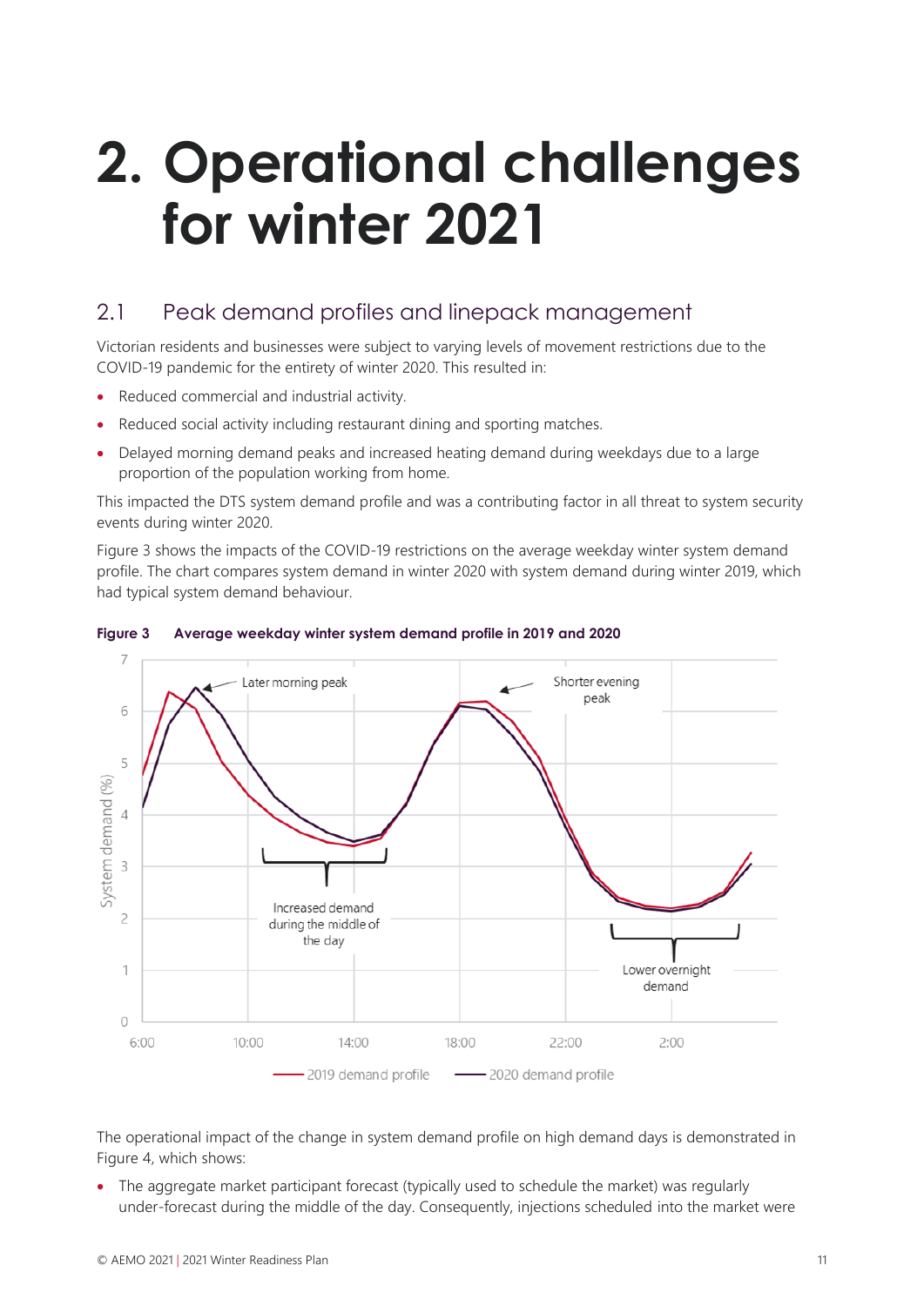# 2. Operational challenges for winter 2021

## 2.1 Peak demand profiles and linepack management

Victorian residents and businesses were subject to varying levels of movement restrictions due to the COVID-19 pandemic for the entirety of winter 2020. This resulted in:

- Reduced commercial and industrial activity.
- Reduced social activity including restaurant dining and sporting matches.
- Delayed morning demand peaks and increased heating demand during weekdays due to a large proportion of the population working from home.

This impacted the DTS system demand profile and was a contributing factor in all threat to system security events during winter 2020.

Figure 3 shows the impacts of the COVID-19 restrictions on the average weekday winter system demand profile. The chart compares system demand in winter 2020 with system demand during winter 2019, which had typical system demand behaviour.

**Figure 3 Average weekday winter system demand profile in 2019 and 2020**

The operational impact of the change in system demand profile on high demand days is demonstrated in Figure 4, which shows:

- The aggregate market participant forecast (typically used to schedule the market) was regularly under-forecast during the middle of the day. Consequently, injections scheduled into the market were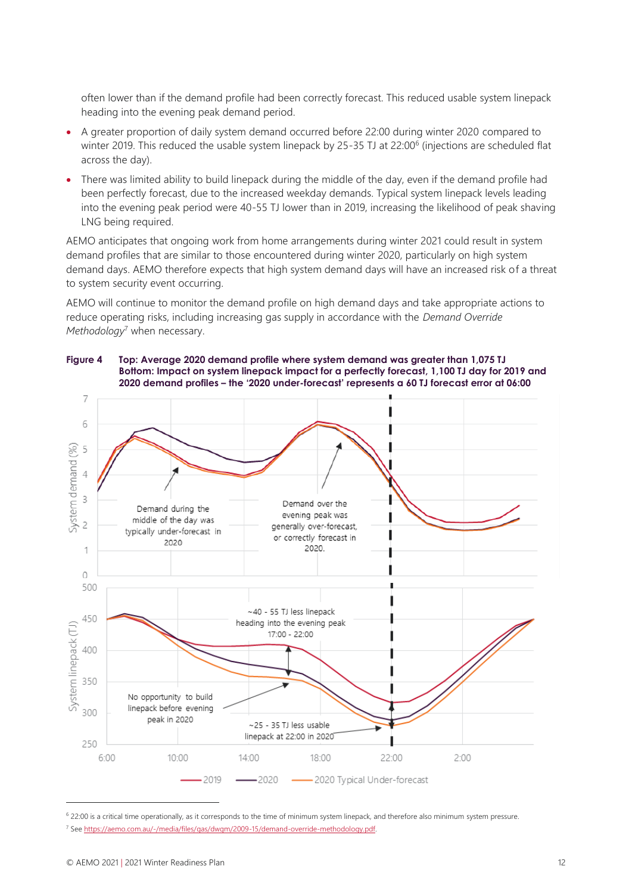often lower than if the demand profile had been correctly forecast. This reduced usable system linepack heading into the evening peak demand period.

- A greater proportion of daily system demand occurred before 22:00 during winter 2020 compared to winter 2019. This reduced the usable system linepack by 25-35 TJ at 22:00[6] (injections are scheduled flat across the day).
- There was limited ability to build linepack during the middle of the day, even if the demand profile had been perfectly forecast, due to the increased weekday demands. Typical system linepack levels leading into the evening peak period were 40-55 TJ lower than in 2019, increasing the likelihood of peak shaving LNG being required.

AEMO anticipates that ongoing work from home arrangements during winter 2021 could result in system demand profiles that are similar to those encountered during winter 2020, particularly on high system demand days. AEMO therefore expects that high system demand days will have an increased risk of a threat to system security event occurring.

AEMO will continue to monitor the demand profile on high demand days and take appropriate actions to reduce operating risks, including increasing gas supply in accordance with the *Demand Override Methodology*[7] when necessary.

**Figure 4 Top: Average 2020 demand profile where system demand was greater than 1,075 TJ Bottom: Impact on system linepack impact for a perfectly forecast, 1,100 TJ day for 2019 and 2020 demand profiles – the '2020 under-forecast' represents a 60 TJ forecast error at 06:00**

[6] 22:00 is a critical time operationally, as it corresponds to the time of minimum system linepack, and therefore also minimum system pressure.

[7] See https://aemo.com.au/-/media/files/gas/dwgm/2009-15/demand-override-methodology.pdf.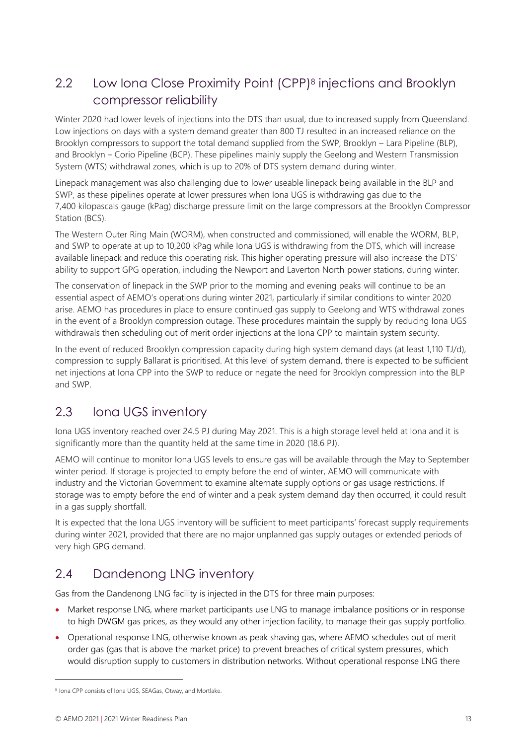## 2.2 Low Iona Close Proximity Point (CPP)[8] injections and Brooklyn compressor reliability

Winter 2020 had lower levels of injections into the DTS than usual, due to increased supply from Queensland. Low injections on days with a system demand greater than 800 TJ resulted in an increased reliance on the Brooklyn compressors to support the total demand supplied from the SWP, Brooklyn – Lara Pipeline (BLP), and Brooklyn – Corio Pipeline (BCP). These pipelines mainly supply the Geelong and Western Transmission System (WTS) withdrawal zones, which is up to 20% of DTS system demand during winter.

Linepack management was also challenging due to lower useable linepack being available in the BLP and SWP, as these pipelines operate at lower pressures when Iona UGS is withdrawing gas due to the 7,400 kilopascals gauge (kPag) discharge pressure limit on the large compressors at the Brooklyn Compressor Station (BCS).

The Western Outer Ring Main (WORM), when constructed and commissioned, will enable the WORM, BLP, and SWP to operate at up to 10,200 kPag while Iona UGS is withdrawing from the DTS, which will increase available linepack and reduce this operating risk. This higher operating pressure will also increase the DTS' ability to support GPG operation, including the Newport and Laverton North power stations, during winter.

The conservation of linepack in the SWP prior to the morning and evening peaks will continue to be an essential aspect of AEMO's operations during winter 2021, particularly if similar conditions to winter 2020 arise. AEMO has procedures in place to ensure continued gas supply to Geelong and WTS withdrawal zones in the event of a Brooklyn compression outage. These procedures maintain the supply by reducing Iona UGS withdrawals then scheduling out of merit order injections at the Iona CPP to maintain system security.

In the event of reduced Brooklyn compression capacity during high system demand days (at least 1,110 TJ/d), compression to supply Ballarat is prioritised. At this level of system demand, there is expected to be sufficient net injections at Iona CPP into the SWP to reduce or negate the need for Brooklyn compression into the BLP and SWP.

## 2.3 Iona UGS inventory

Iona UGS inventory reached over 24.5 PJ during May 2021. This is a high storage level held at Iona and it is significantly more than the quantity held at the same time in 2020 (18.6 PJ).

AEMO will continue to monitor Iona UGS levels to ensure gas will be available through the May to September winter period. If storage is projected to empty before the end of winter, AEMO will communicate with industry and the Victorian Government to examine alternate supply options or gas usage restrictions. If storage was to empty before the end of winter and a peak system demand day then occurred, it could result in a gas supply shortfall.

It is expected that the Iona UGS inventory will be sufficient to meet participants' forecast supply requirements during winter 2021, provided that there are no major unplanned gas supply outages or extended periods of very high GPG demand.

## 2.4 Dandenong LNG inventory

Gas from the Dandenong LNG facility is injected in the DTS for three main purposes:

- Market response LNG, where market participants use LNG to manage imbalance positions or in response to high DWGM gas prices, as they would any other injection facility, to manage their gas supply portfolio.
- Operational response LNG, otherwise known as peak shaving gas, where AEMO schedules out of merit order gas (gas that is above the market price) to prevent breaches of critical system pressures, which would disruption supply to customers in distribution networks. Without operational response LNG there

[8] Iona CPP consists of Iona UGS, SEAGas, Otway, and Mortlake.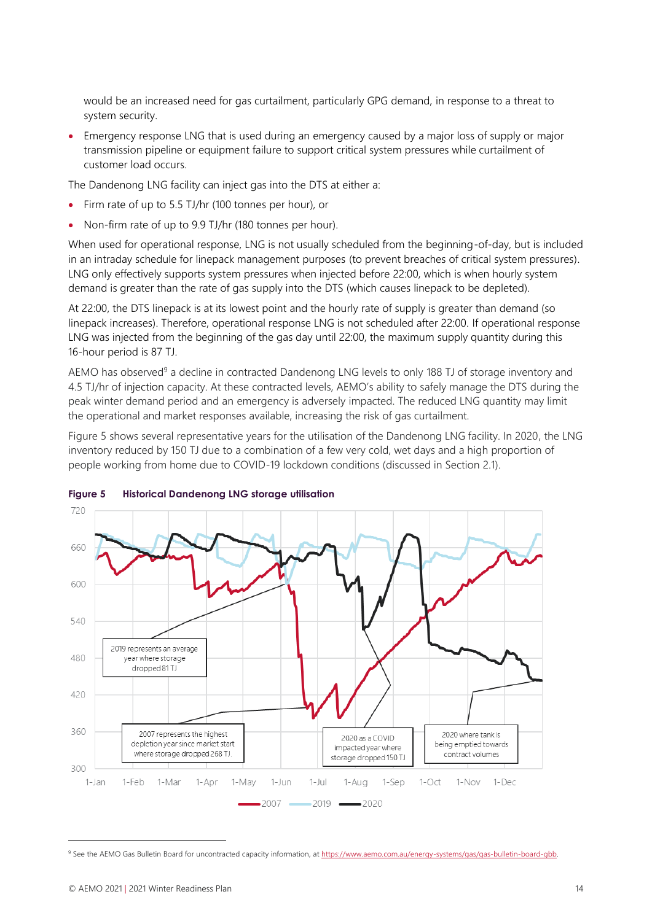would be an increased need for gas curtailment, particularly GPG demand, in response to a threat to system security.

- Emergency response LNG that is used during an emergency caused by a major loss of supply or major transmission pipeline or equipment failure to support critical system pressures while curtailment of customer load occurs.

The Dandenong LNG facility can inject gas into the DTS at either a:

- Firm rate of up to 5.5 TJ/hr (100 tonnes per hour), or
- Non-firm rate of up to 9.9 TJ/hr (180 tonnes per hour).

When used for operational response, LNG is not usually scheduled from the beginning-of-day, but is included in an intraday schedule for linepack management purposes (to prevent breaches of critical system pressures). LNG only effectively supports system pressures when injected before 22:00, which is when hourly system demand is greater than the rate of gas supply into the DTS (which causes linepack to be depleted).

At 22:00, the DTS linepack is at its lowest point and the hourly rate of supply is greater than demand (so linepack increases). Therefore, operational response LNG is not scheduled after 22:00. If operational response LNG was injected from the beginning of the gas day until 22:00, the maximum supply quantity during this 16-hour period is 87 TJ.

AEMO has observed[9] a decline in contracted Dandenong LNG levels to only 188 TJ of storage inventory and 4.5 TJ/hr of injection capacity. At these contracted levels, AEMO's ability to safely manage the DTS during the peak winter demand period and an emergency is adversely impacted. The reduced LNG quantity may limit the operational and market responses available, increasing the risk of gas curtailment.

Figure 5 shows several representative years for the utilisation of the Dandenong LNG facility. In 2020, the LNG inventory reduced by 150 TJ due to a combination of a few very cold, wet days and a high proportion of people working from home due to COVID-19 lockdown conditions (discussed in Section 2.1).

**Figure 5 Historical Dandenong LNG storage utilisation**

[9] See the AEMO Gas Bulletin Board for uncontracted capacity information, at https://www.aemo.com.au/energy-systems/gas/gas-bulletin-board-gbb.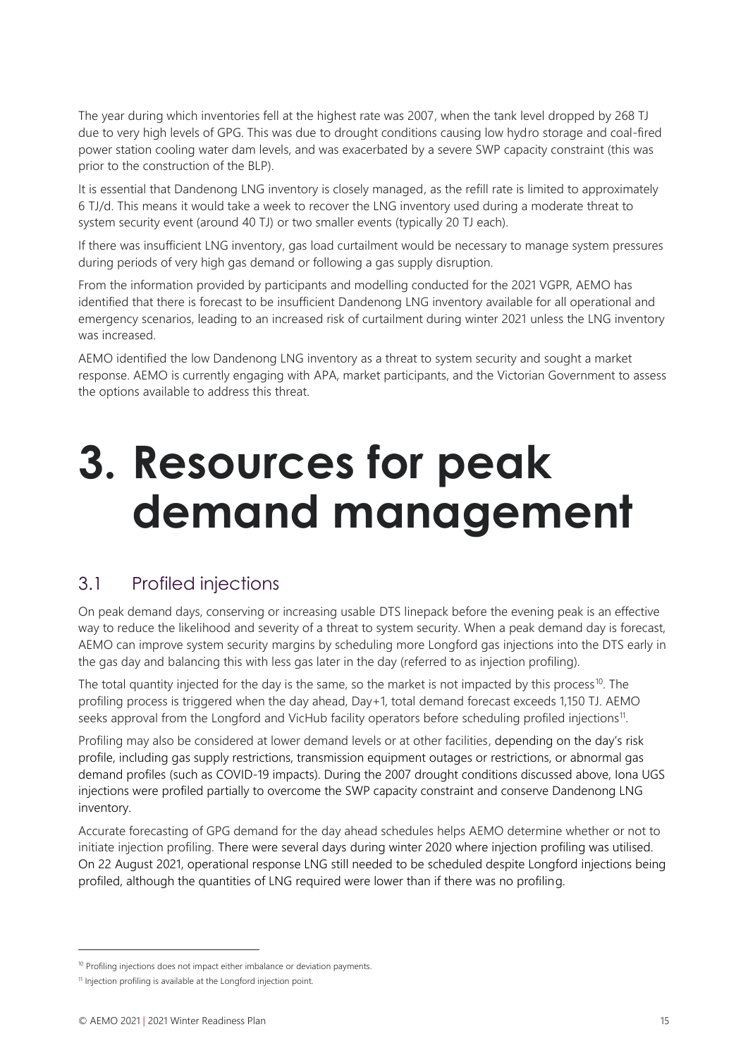The year during which inventories fell at the highest rate was 2007, when the tank level dropped by 268 TJ due to very high levels of GPG. This was due to drought conditions causing low hydro storage and coal-fired power station cooling water dam levels, and was exacerbated by a severe SWP capacity constraint (this was prior to the construction of the BLP).

It is essential that Dandenong LNG inventory is closely managed, as the refill rate is limited to approximately 6 TJ/d. This means it would take a week to recover the LNG inventory used during a moderate threat to system security event (around 40 TJ) or two smaller events (typically 20 TJ each).

If there was insufficient LNG inventory, gas load curtailment would be necessary to manage system pressures during periods of very high gas demand or following a gas supply disruption.

From the information provided by participants and modelling conducted for the 2021 VGPR, AEMO has identified that there is forecast to be insufficient Dandenong LNG inventory available for all operational and emergency scenarios, leading to an increased risk of curtailment during winter 2021 unless the LNG inventory was increased.

AEMO identified the low Dandenong LNG inventory as a threat to system security and sought a market response. AEMO is currently engaging with APA, market participants, and the Victorian Government to assess the options available to address this threat.

# 3. Resources for peak demand management

## 3.1 Profiled injections

On peak demand days, conserving or increasing usable DTS linepack before the evening peak is an effective way to reduce the likelihood and severity of a threat to system security. When a peak demand day is forecast, AEMO can improve system security margins by scheduling more Longford gas injections into the DTS early in the gas day and balancing this with less gas later in the day (referred to as injection profiling).

The total quantity injected for the day is the same, so the market is not impacted by this process[10]. The profiling process is triggered when the day ahead, Day+1, total demand forecast exceeds 1,150 TJ. AEMO seeks approval from the Longford and VicHub facility operators before scheduling profiled injections[11].

Profiling may also be considered at lower demand levels or at other facilities, depending on the day's risk profile, including gas supply restrictions, transmission equipment outages or restrictions, or abnormal gas demand profiles (such as COVID-19 impacts). During the 2007 drought conditions discussed above, Iona UGS injections were profiled partially to overcome the SWP capacity constraint and conserve Dandenong LNG inventory.

Accurate forecasting of GPG demand for the day ahead schedules helps AEMO determine whether or not to initiate injection profiling. There were several days during winter 2020 where injection profiling was utilised. On 22 August 2021, operational response LNG still needed to be scheduled despite Longford injections being profiled, although the quantities of LNG required were lower than if there was no profiling.

---

[10] Profiling injections does not impact either imbalance or deviation payments.

[11] Injection profiling is available at the Longford injection point.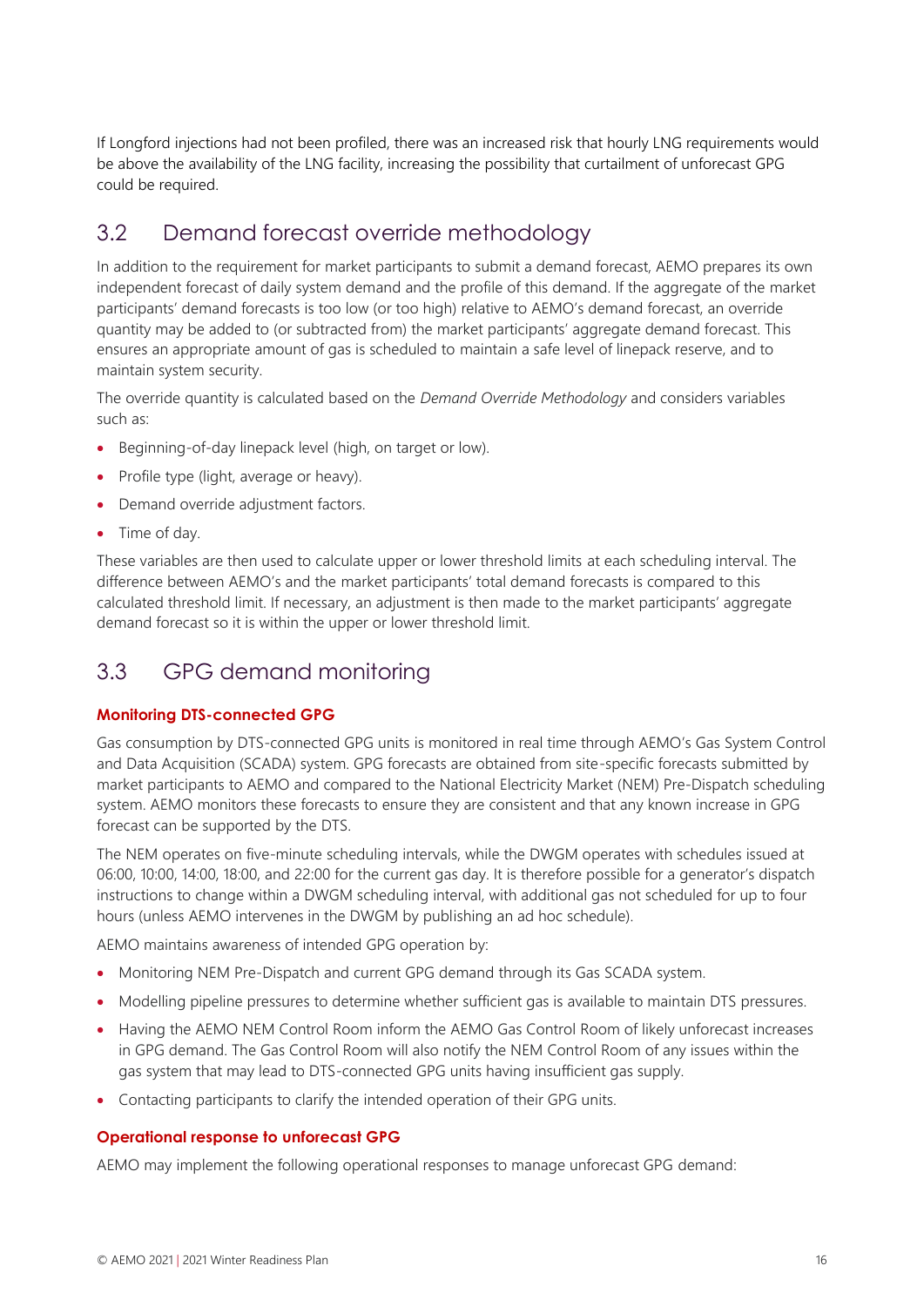If Longford injections had not been profiled, there was an increased risk that hourly LNG requirements would be above the availability of the LNG facility, increasing the possibility that curtailment of unforecast GPG could be required.

## 3.2 Demand forecast override methodology

In addition to the requirement for market participants to submit a demand forecast, AEMO prepares its own independent forecast of daily system demand and the profile of this demand. If the aggregate of the market participants' demand forecasts is too low (or too high) relative to AEMO's demand forecast, an override quantity may be added to (or subtracted from) the market participants' aggregate demand forecast. This ensures an appropriate amount of gas is scheduled to maintain a safe level of linepack reserve, and to maintain system security.

The override quantity is calculated based on the *Demand Override Methodology* and considers variables such as:

- Beginning-of-day linepack level (high, on target or low).
- Profile type (light, average or heavy).
- Demand override adjustment factors.
- Time of day.

These variables are then used to calculate upper or lower threshold limits at each scheduling interval. The difference between AEMO's and the market participants' total demand forecasts is compared to this calculated threshold limit. If necessary, an adjustment is then made to the market participants' aggregate demand forecast so it is within the upper or lower threshold limit.

## 3.3 GPG demand monitoring

#### Monitoring DTS-connected GPG

Gas consumption by DTS-connected GPG units is monitored in real time through AEMO's Gas System Control and Data Acquisition (SCADA) system. GPG forecasts are obtained from site-specific forecasts submitted by market participants to AEMO and compared to the National Electricity Market (NEM) Pre-Dispatch scheduling system. AEMO monitors these forecasts to ensure they are consistent and that any known increase in GPG forecast can be supported by the DTS.

The NEM operates on five-minute scheduling intervals, while the DWGM operates with schedules issued at 06:00, 10:00, 14:00, 18:00, and 22:00 for the current gas day. It is therefore possible for a generator's dispatch instructions to change within a DWGM scheduling interval, with additional gas not scheduled for up to four hours (unless AEMO intervenes in the DWGM by publishing an ad hoc schedule).

AEMO maintains awareness of intended GPG operation by:

- Monitoring NEM Pre-Dispatch and current GPG demand through its Gas SCADA system.
- Modelling pipeline pressures to determine whether sufficient gas is available to maintain DTS pressures.
- Having the AEMO NEM Control Room inform the AEMO Gas Control Room of likely unforecast increases in GPG demand. The Gas Control Room will also notify the NEM Control Room of any issues within the gas system that may lead to DTS-connected GPG units having insufficient gas supply.
- Contacting participants to clarify the intended operation of their GPG units.

#### Operational response to unforecast GPG

AEMO may implement the following operational responses to manage unforecast GPG demand: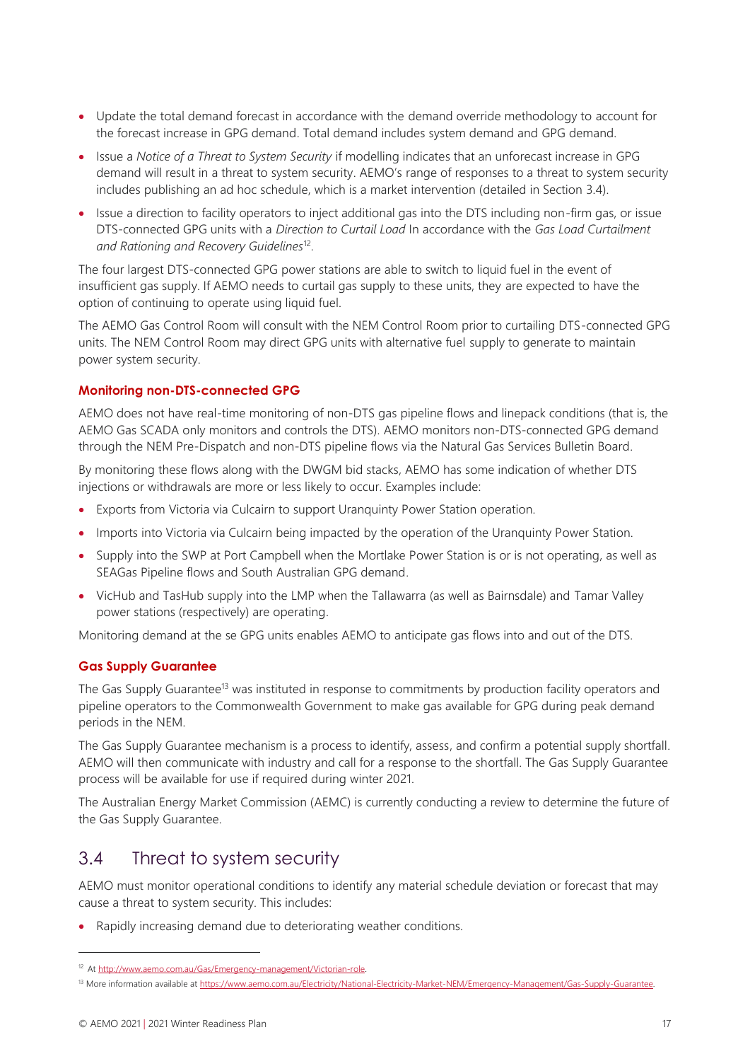- Update the total demand forecast in accordance with the demand override methodology to account for the forecast increase in GPG demand. Total demand includes system demand and GPG demand.
- Issue a *Notice of a Threat to System Security* if modelling indicates that an unforecast increase in GPG demand will result in a threat to system security. AEMO's range of responses to a threat to system security includes publishing an ad hoc schedule, which is a market intervention (detailed in Section 3.4).
- Issue a direction to facility operators to inject additional gas into the DTS including non-firm gas, or issue DTS-connected GPG units with a *Direction to Curtail Load* In accordance with the *Gas Load Curtailment and Rationing and Recovery Guidelines*[12].

The four largest DTS-connected GPG power stations are able to switch to liquid fuel in the event of insufficient gas supply. If AEMO needs to curtail gas supply to these units, they are expected to have the option of continuing to operate using liquid fuel.

The AEMO Gas Control Room will consult with the NEM Control Room prior to curtailing DTS-connected GPG units. The NEM Control Room may direct GPG units with alternative fuel supply to generate to maintain power system security.

#### Monitoring non-DTS-connected GPG

AEMO does not have real-time monitoring of non-DTS gas pipeline flows and linepack conditions (that is, the AEMO Gas SCADA only monitors and controls the DTS). AEMO monitors non-DTS-connected GPG demand through the NEM Pre-Dispatch and non-DTS pipeline flows via the Natural Gas Services Bulletin Board.

By monitoring these flows along with the DWGM bid stacks, AEMO has some indication of whether DTS injections or withdrawals are more or less likely to occur. Examples include:

- Exports from Victoria via Culcairn to support Uranquinty Power Station operation.
- Imports into Victoria via Culcairn being impacted by the operation of the Uranquinty Power Station.
- Supply into the SWP at Port Campbell when the Mortlake Power Station is or is not operating, as well as SEAGas Pipeline flows and South Australian GPG demand.
- VicHub and TasHub supply into the LMP when the Tallawarra (as well as Bairnsdale) and Tamar Valley power stations (respectively) are operating.

Monitoring demand at the se GPG units enables AEMO to anticipate gas flows into and out of the DTS.

#### Gas Supply Guarantee

The Gas Supply Guarantee[13] was instituted in response to commitments by production facility operators and pipeline operators to the Commonwealth Government to make gas available for GPG during peak demand periods in the NEM.

The Gas Supply Guarantee mechanism is a process to identify, assess, and confirm a potential supply shortfall. AEMO will then communicate with industry and call for a response to the shortfall. The Gas Supply Guarantee process will be available for use if required during winter 2021.

The Australian Energy Market Commission (AEMC) is currently conducting a review to determine the future of the Gas Supply Guarantee.

## 3.4 Threat to system security

AEMO must monitor operational conditions to identify any material schedule deviation or forecast that may cause a threat to system security. This includes:

- Rapidly increasing demand due to deteriorating weather conditions.

---

[12] At http://www.aemo.com.au/Gas/Emergency-management/Victorian-role.

[13] More information available at https://www.aemo.com.au/Electricity/National-Electricity-Market-NEM/Emergency-Management/Gas-Supply-Guarantee.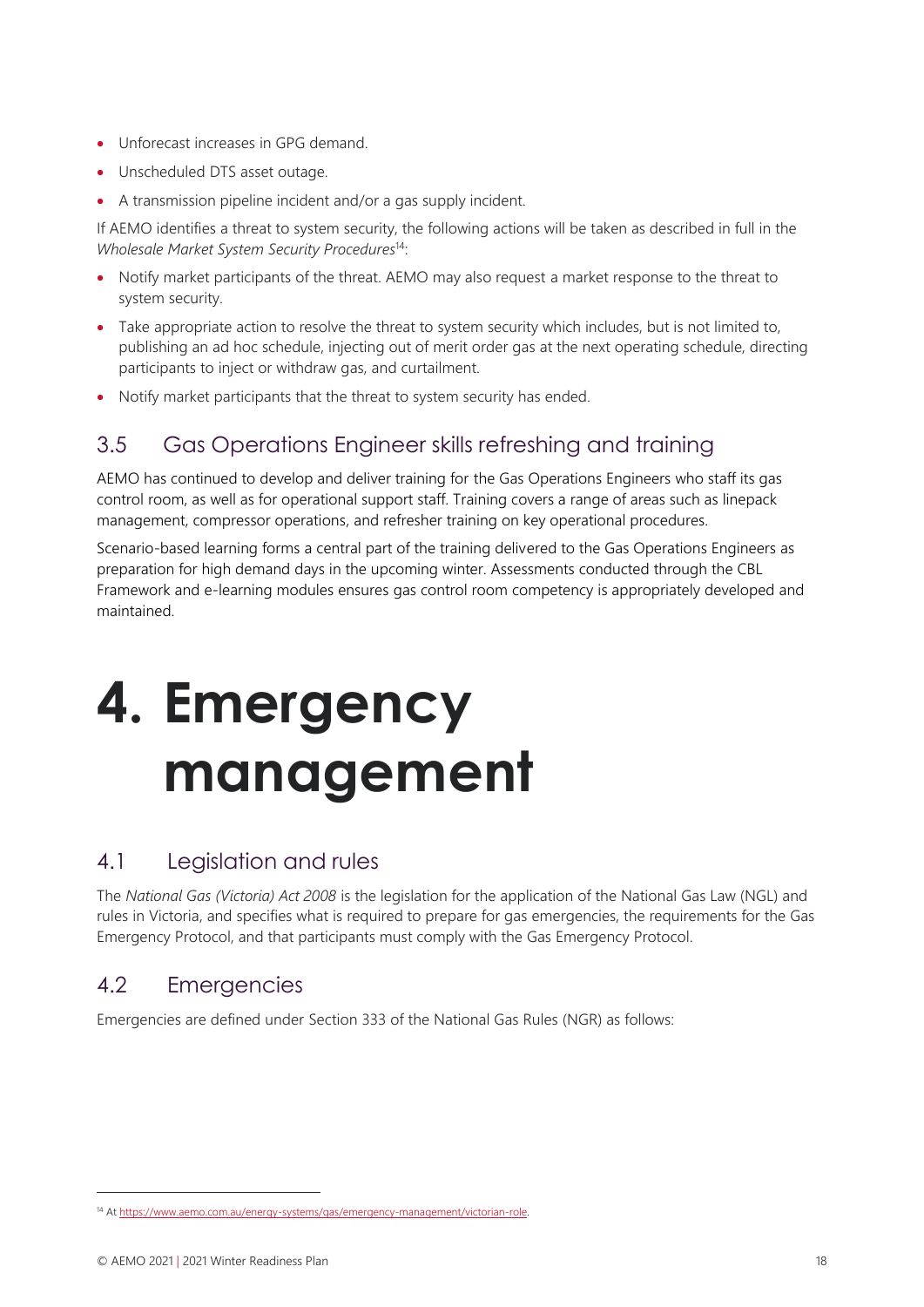- Unforecast increases in GPG demand.
- Unscheduled DTS asset outage.
- A transmission pipeline incident and/or a gas supply incident.

If AEMO identifies a threat to system security, the following actions will be taken as described in full in the *Wholesale Market System Security Procedures*[14]:

- Notify market participants of the threat. AEMO may also request a market response to the threat to system security.
- Take appropriate action to resolve the threat to system security which includes, but is not limited to, publishing an ad hoc schedule, injecting out of merit order gas at the next operating schedule, directing participants to inject or withdraw gas, and curtailment.
- Notify market participants that the threat to system security has ended.

## 3.5 Gas Operations Engineer skills refreshing and training

AEMO has continued to develop and deliver training for the Gas Operations Engineers who staff its gas control room, as well as for operational support staff. Training covers a range of areas such as linepack management, compressor operations, and refresher training on key operational procedures.

Scenario-based learning forms a central part of the training delivered to the Gas Operations Engineers as preparation for high demand days in the upcoming winter. Assessments conducted through the CBL Framework and e-learning modules ensures gas control room competency is appropriately developed and maintained.

# 4. Emergency management

## 4.1 Legislation and rules

The *National Gas (Victoria) Act 2008* is the legislation for the application of the National Gas Law (NGL) and rules in Victoria, and specifies what is required to prepare for gas emergencies, the requirements for the Gas Emergency Protocol, and that participants must comply with the Gas Emergency Protocol.

## 4.2 Emergencies

Emergencies are defined under Section 333 of the National Gas Rules (NGR) as follows:

[14] At https://www.aemo.com.au/energy-systems/gas/emergency-management/victorian-role.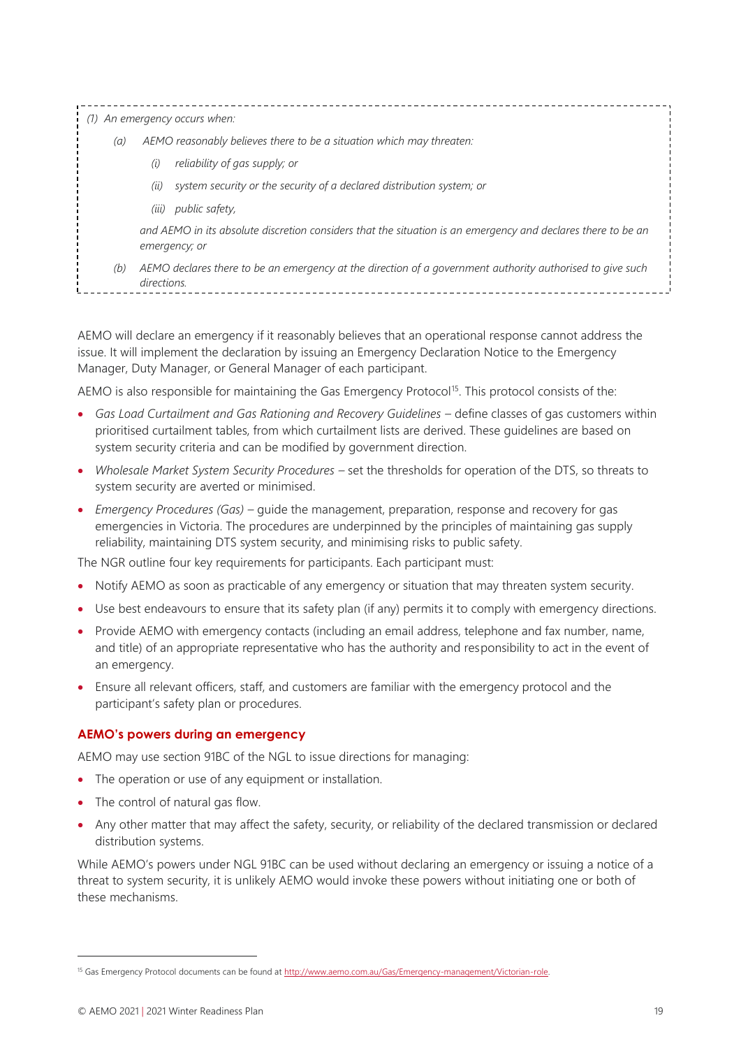*(1) An emergency occurs when:*

*(a) AEMO reasonably believes there to be a situation which may threaten:*

*(i) reliability of gas supply; or*

*(ii) system security or the security of a declared distribution system; or*

*(iii) public safety,*

*and AEMO in its absolute discretion considers that the situation is an emergency and declares there to be an emergency; or*

*(b) AEMO declares there to be an emergency at the direction of a government authority authorised to give such directions.*

AEMO will declare an emergency if it reasonably believes that an operational response cannot address the issue. It will implement the declaration by issuing an Emergency Declaration Notice to the Emergency Manager, Duty Manager, or General Manager of each participant.

AEMO is also responsible for maintaining the Gas Emergency Protocol[15]. This protocol consists of the:

- *Gas Load Curtailment and Gas Rationing and Recovery Guidelines* – define classes of gas customers within prioritised curtailment tables, from which curtailment lists are derived. These guidelines are based on system security criteria and can be modified by government direction.
- *Wholesale Market System Security Procedures* – set the thresholds for operation of the DTS, so threats to system security are averted or minimised.
- *Emergency Procedures (Gas)* – guide the management, preparation, response and recovery for gas emergencies in Victoria. The procedures are underpinned by the principles of maintaining gas supply reliability, maintaining DTS system security, and minimising risks to public safety.

The NGR outline four key requirements for participants. Each participant must:

- Notify AEMO as soon as practicable of any emergency or situation that may threaten system security.
- Use best endeavours to ensure that its safety plan (if any) permits it to comply with emergency directions.
- Provide AEMO with emergency contacts (including an email address, telephone and fax number, name, and title) of an appropriate representative who has the authority and responsibility to act in the event of an emergency.
- Ensure all relevant officers, staff, and customers are familiar with the emergency protocol and the participant's safety plan or procedures.

### AEMO's powers during an emergency

AEMO may use section 91BC of the NGL to issue directions for managing:

- The operation or use of any equipment or installation.
- The control of natural gas flow.
- Any other matter that may affect the safety, security, or reliability of the declared transmission or declared distribution systems.

While AEMO's powers under NGL 91BC can be used without declaring an emergency or issuing a notice of a threat to system security, it is unlikely AEMO would invoke these powers without initiating one or both of these mechanisms.

[15] Gas Emergency Protocol documents can be found at http://www.aemo.com.au/Gas/Emergency-management/Victorian-role.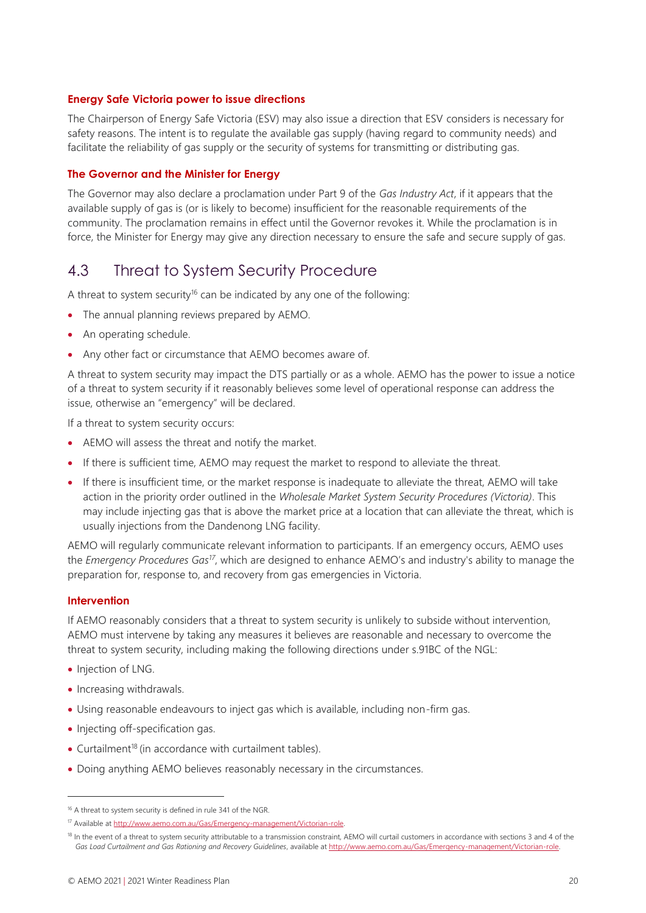### Energy Safe Victoria power to issue directions

The Chairperson of Energy Safe Victoria (ESV) may also issue a direction that ESV considers is necessary for safety reasons. The intent is to regulate the available gas supply (having regard to community needs) and facilitate the reliability of gas supply or the security of systems for transmitting or distributing gas.

### The Governor and the Minister for Energy

The Governor may also declare a proclamation under Part 9 of the *Gas Industry Act*, if it appears that the available supply of gas is (or is likely to become) insufficient for the reasonable requirements of the community. The proclamation remains in effect until the Governor revokes it. While the proclamation is in force, the Minister for Energy may give any direction necessary to ensure the safe and secure supply of gas.

## 4.3 Threat to System Security Procedure

A threat to system security[16] can be indicated by any one of the following:

- The annual planning reviews prepared by AEMO.
- An operating schedule.
- Any other fact or circumstance that AEMO becomes aware of.

A threat to system security may impact the DTS partially or as a whole. AEMO has the power to issue a notice of a threat to system security if it reasonably believes some level of operational response can address the issue, otherwise an "emergency" will be declared.

If a threat to system security occurs:

- AEMO will assess the threat and notify the market.
- If there is sufficient time, AEMO may request the market to respond to alleviate the threat.
- If there is insufficient time, or the market response is inadequate to alleviate the threat, AEMO will take action in the priority order outlined in the *Wholesale Market System Security Procedures (Victoria)*. This may include injecting gas that is above the market price at a location that can alleviate the threat, which is usually injections from the Dandenong LNG facility.

AEMO will regularly communicate relevant information to participants. If an emergency occurs, AEMO uses the *Emergency Procedures Gas*[17], which are designed to enhance AEMO's and industry's ability to manage the preparation for, response to, and recovery from gas emergencies in Victoria.

### Intervention

If AEMO reasonably considers that a threat to system security is unlikely to subside without intervention, AEMO must intervene by taking any measures it believes are reasonable and necessary to overcome the threat to system security, including making the following directions under s.91BC of the NGL:

- Injection of LNG.
- Increasing withdrawals.
- Using reasonable endeavours to inject gas which is available, including non-firm gas.
- Injecting off-specification gas.
- Curtailment[18] (in accordance with curtailment tables).
- Doing anything AEMO believes reasonably necessary in the circumstances.

---

[16] A threat to system security is defined in rule 341 of the NGR.

[17] Available at http://www.aemo.com.au/Gas/Emergency-management/Victorian-role.

[18] In the event of a threat to system security attributable to a transmission constraint, AEMO will curtail customers in accordance with sections 3 and 4 of the *Gas Load Curtailment and Gas Rationing and Recovery Guidelines*, available at http://www.aemo.com.au/Gas/Emergency-management/Victorian-role.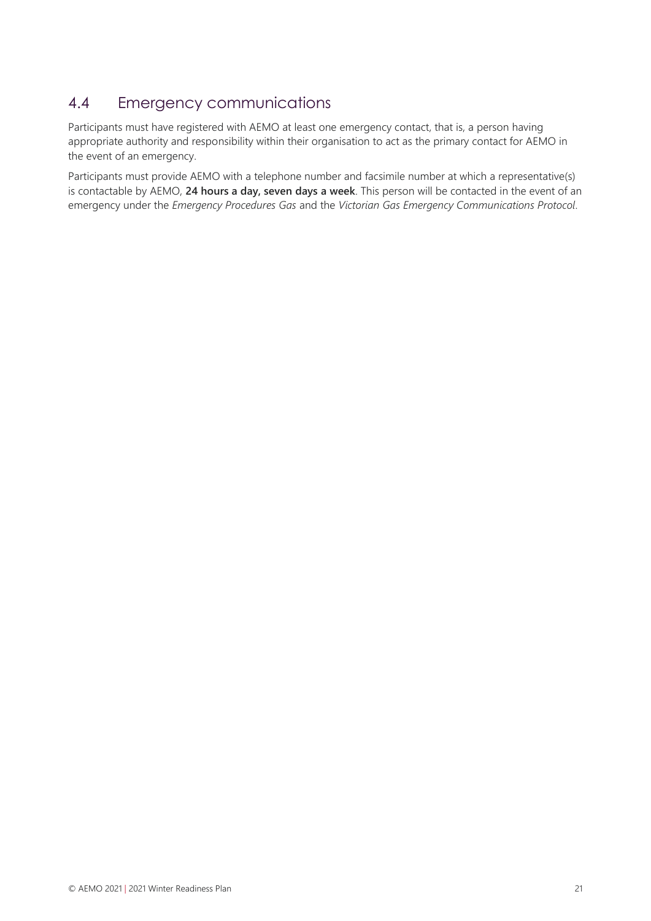## 4.4 Emergency communications

Participants must have registered with AEMO at least one emergency contact, that is, a person having appropriate authority and responsibility within their organisation to act as the primary contact for AEMO in the event of an emergency.

Participants must provide AEMO with a telephone number and facsimile number at which a representative(s) is contactable by AEMO, **24 hours a day, seven days a week**. This person will be contacted in the event of an emergency under the *Emergency Procedures Gas* and the *Victorian Gas Emergency Communications Protocol*.